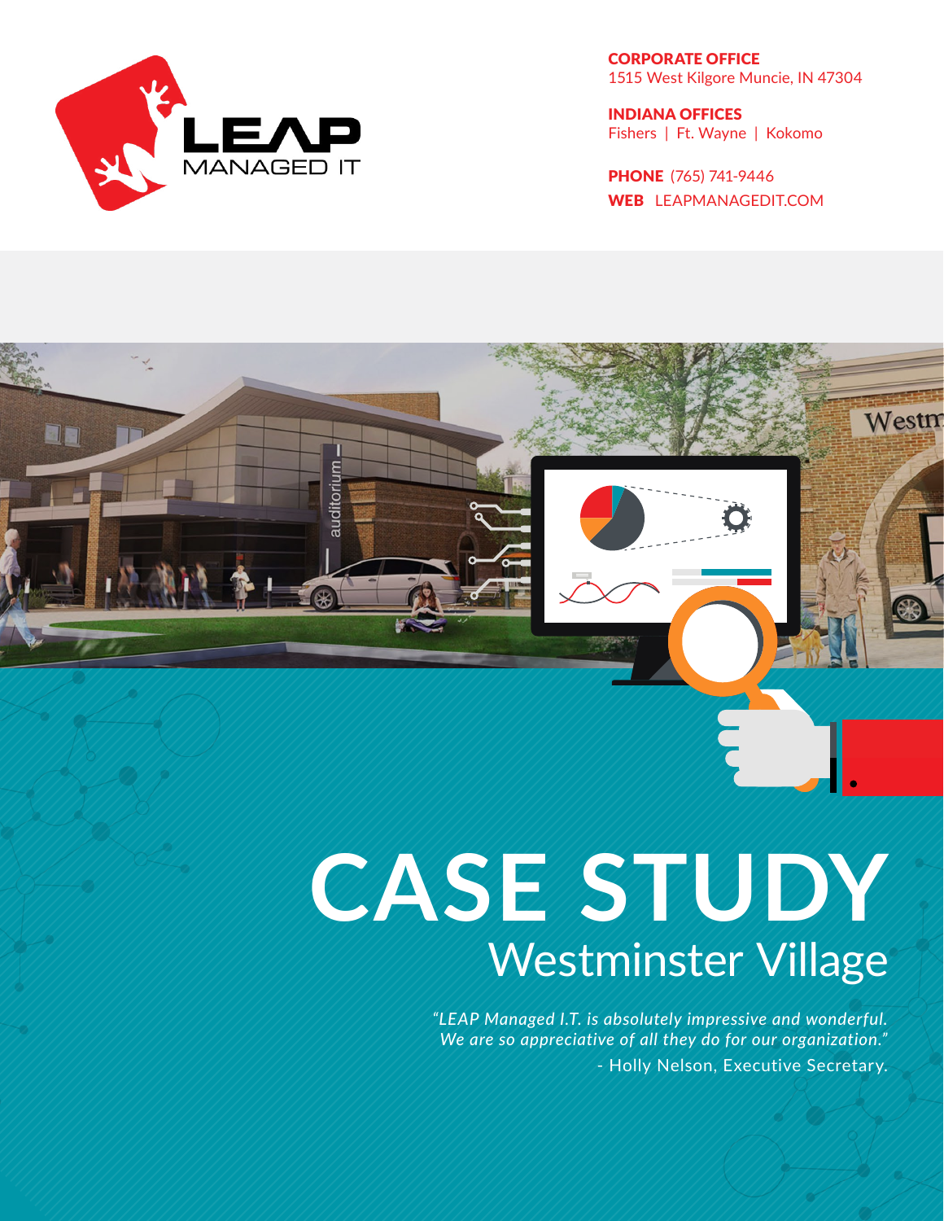LEAP MANAGED IT

**CORPORATE OFFICE**
1515 West Kilgore Muncie, IN 47304

**INDIANA OFFICES**
Fishers | Ft. Wayne | Kokomo

**PHONE** (765) 741-9446
**WEB** LEAPMANAGEDIT.COM

# CASE STUDY

## Westminster Village

*"LEAP Managed I.T. is absolutely impressive and wonderful. We are so appreciative of all they do for our organization."*

- Holly Nelson, Executive Secretary.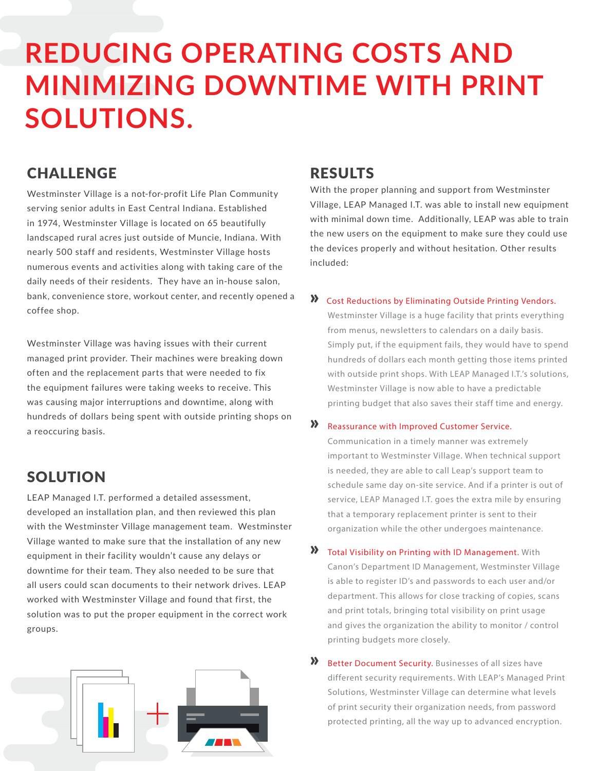# REDUCING OPERATING COSTS AND MINIMIZING DOWNTIME WITH PRINT SOLUTIONS.

## CHALLENGE

Westminster Village is a not-for-profit Life Plan Community serving senior adults in East Central Indiana. Established in 1974, Westminster Village is located on 65 beautifully landscaped rural acres just outside of Muncie, Indiana. With nearly 500 staff and residents, Westminster Village hosts numerous events and activities along with taking care of the daily needs of their residents. They have an in-house salon, bank, convenience store, workout center, and recently opened a coffee shop.

Westminster Village was having issues with their current managed print provider. Their machines were breaking down often and the replacement parts that were needed to fix the equipment failures were taking weeks to receive. This was causing major interruptions and downtime, along with hundreds of dollars being spent with outside printing shops on a reoccuring basis.

## SOLUTION

LEAP Managed I.T. performed a detailed assessment, developed an installation plan, and then reviewed this plan with the Westminster Village management team. Westminster Village wanted to make sure that the installation of any new equipment in their facility wouldn't cause any delays or downtime for their team. They also needed to be sure that all users could scan documents to their network drives. LEAP worked with Westminster Village and found that first, the solution was to put the proper equipment in the correct work groups.

## RESULTS

With the proper planning and support from Westminster Village, LEAP Managed I.T. was able to install new equipment with minimal down time. Additionally, LEAP was able to train the new users on the equipment to make sure they could use the devices properly and without hesitation. Other results included:

- **Cost Reductions by Eliminating Outside Printing Vendors.** Westminster Village is a huge facility that prints everything from menus, newsletters to calendars on a daily basis. Simply put, if the equipment fails, they would have to spend hundreds of dollars each month getting those items printed with outside print shops. With LEAP Managed I.T.'s solutions, Westminster Village is now able to have a predictable printing budget that also saves their staff time and energy.
- **Reassurance with Improved Customer Service.** Communication in a timely manner was extremely important to Westminster Village. When technical support is needed, they are able to call Leap's support team to schedule same day on-site service. And if a printer is out of service, LEAP Managed I.T. goes the extra mile by ensuring that a temporary replacement printer is sent to their organization while the other undergoes maintenance.
- **Total Visibility on Printing with ID Management.** With Canon's Department ID Management, Westminster Village is able to register ID's and passwords to each user and/or department. This allows for close tracking of copies, scans and print totals, bringing total visibility on print usage and gives the organization the ability to monitor / control printing budgets more closely.
- **Better Document Security.** Businesses of all sizes have different security requirements. With LEAP's Managed Print Solutions, Westminster Village can determine what levels of print security their organization needs, from password protected printing, all the way up to advanced encryption.